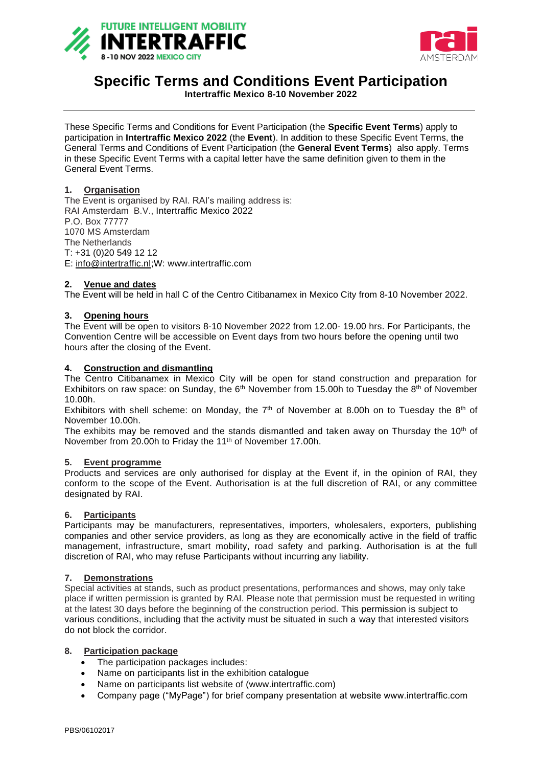# Specific Terms and Conditions Event Participation

**Intertraffic Mexico 8-10 November 2022**

These Specific Terms and Conditions for Event Participation (the **Specific Event Terms**) apply to participation in **Intertraffic Mexico 2022** (the **Event**). In addition to these Specific Event Terms, the General Terms and Conditions of Event Participation (the **General Event Terms**) also apply. Terms in these Specific Event Terms with a capital letter have the same definition given to them in the General Event Terms.

## 1. Organisation

The Event is organised by RAI. RAI's mailing address is:
RAI Amsterdam B.V., Intertraffic Mexico 2022
P.O. Box 77777
1070 MS Amsterdam
The Netherlands
T: +31 (0)20 549 12 12
E: info@intertraffic.nl;W: www.intertraffic.com

## 2. Venue and dates

The Event will be held in hall C of the Centro Citibanamex in Mexico City from 8-10 November 2022.

## 3. Opening hours

The Event will be open to visitors 8-10 November 2022 from 12.00- 19.00 hrs. For Participants, the Convention Centre will be accessible on Event days from two hours before the opening until two hours after the closing of the Event.

## 4. Construction and dismantling

The Centro Citibanamex in Mexico City will be open for stand construction and preparation for Exhibitors on raw space: on Sunday, the 6th November from 15.00h to Tuesday the 8th of November 10.00h.

Exhibitors with shell scheme: on Monday, the 7th of November at 8.00h on to Tuesday the 8th of November 10.00h.

The exhibits may be removed and the stands dismantled and taken away on Thursday the 10th of November from 20.00h to Friday the 11th of November 17.00h.

## 5. Event programme

Products and services are only authorised for display at the Event if, in the opinion of RAI, they conform to the scope of the Event. Authorisation is at the full discretion of RAI, or any committee designated by RAI.

## 6. Participants

Participants may be manufacturers, representatives, importers, wholesalers, exporters, publishing companies and other service providers, as long as they are economically active in the field of traffic management, infrastructure, smart mobility, road safety and parking. Authorisation is at the full discretion of RAI, who may refuse Participants without incurring any liability.

## 7. Demonstrations

Special activities at stands, such as product presentations, performances and shows, may only take place if written permission is granted by RAI. Please note that permission must be requested in writing at the latest 30 days before the beginning of the construction period. This permission is subject to various conditions, including that the activity must be situated in such a way that interested visitors do not block the corridor.

## 8. Participation package

- The participation packages includes:
- Name on participants list in the exhibition catalogue
- Name on participants list website of (www.intertraffic.com)
- Company page ("MyPage") for brief company presentation at website www.intertraffic.com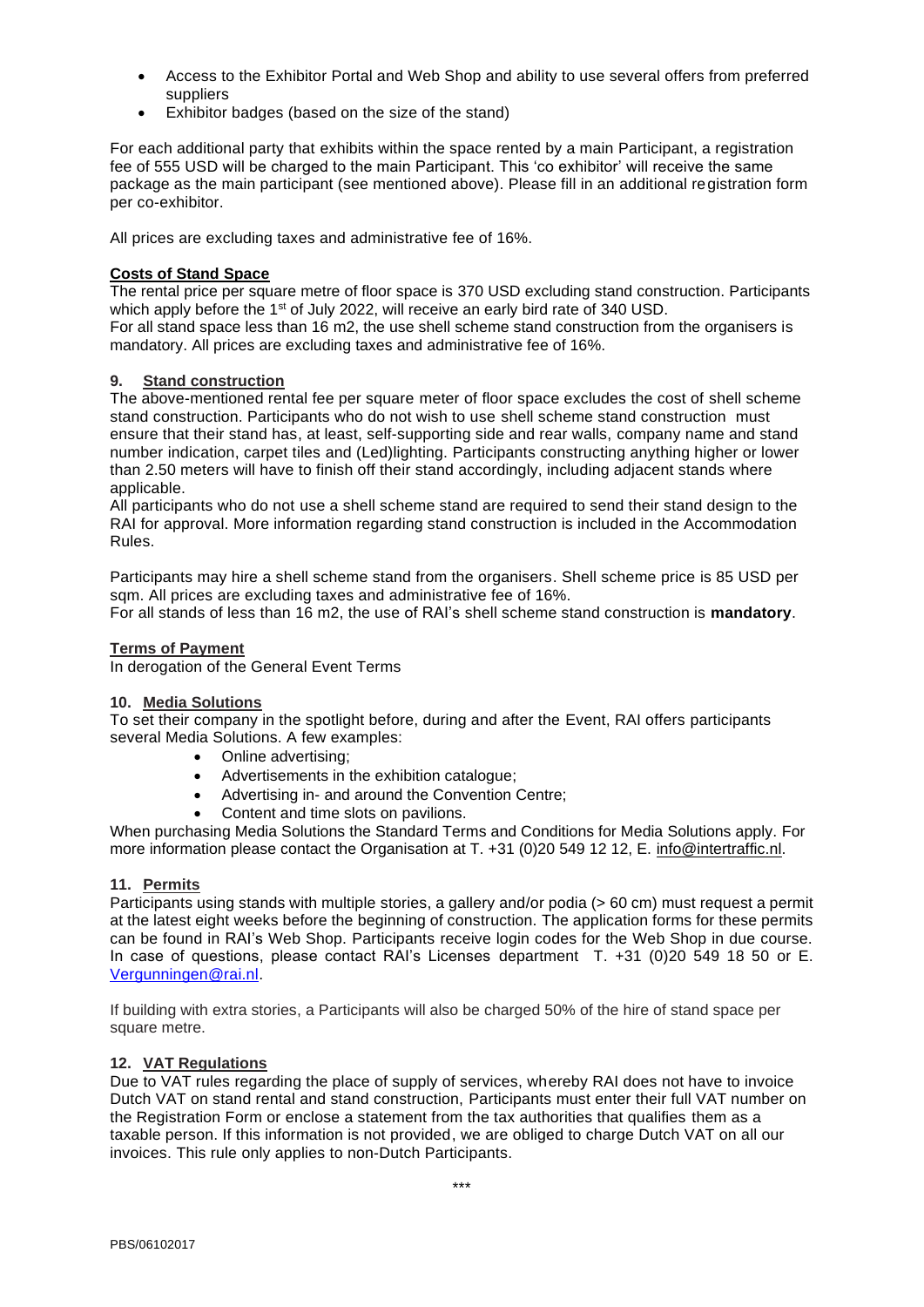- Access to the Exhibitor Portal and Web Shop and ability to use several offers from preferred suppliers
- Exhibitor badges (based on the size of the stand)

For each additional party that exhibits within the space rented by a main Participant, a registration fee of 555 USD will be charged to the main Participant. This 'co exhibitor' will receive the same package as the main participant (see mentioned above). Please fill in an additional registration form per co-exhibitor.

All prices are excluding taxes and administrative fee of 16%.

**Costs of Stand Space**

The rental price per square metre of floor space is 370 USD excluding stand construction. Participants which apply before the 1st of July 2022, will receive an early bird rate of 340 USD.
For all stand space less than 16 m2, the use shell scheme stand construction from the organisers is mandatory. All prices are excluding taxes and administrative fee of 16%.

## 9. Stand construction

The above-mentioned rental fee per square meter of floor space excludes the cost of shell scheme stand construction. Participants who do not wish to use shell scheme stand construction must ensure that their stand has, at least, self-supporting side and rear walls, company name and stand number indication, carpet tiles and (Led)lighting. Participants constructing anything higher or lower than 2.50 meters will have to finish off their stand accordingly, including adjacent stands where applicable.
All participants who do not use a shell scheme stand are required to send their stand design to the RAI for approval. More information regarding stand construction is included in the Accommodation Rules.

Participants may hire a shell scheme stand from the organisers. Shell scheme price is 85 USD per sqm. All prices are excluding taxes and administrative fee of 16%.
For all stands of less than 16 m2, the use of RAI's shell scheme stand construction is **mandatory**.

**Terms of Payment**

In derogation of the General Event Terms

## 10. Media Solutions

To set their company in the spotlight before, during and after the Event, RAI offers participants several Media Solutions. A few examples:

- Online advertising;
- Advertisements in the exhibition catalogue;
- Advertising in- and around the Convention Centre;
- Content and time slots on pavilions.

When purchasing Media Solutions the Standard Terms and Conditions for Media Solutions apply. For more information please contact the Organisation at T. +31 (0)20 549 12 12, E. info@intertraffic.nl.

## 11. Permits

Participants using stands with multiple stories, a gallery and/or podia (> 60 cm) must request a permit at the latest eight weeks before the beginning of construction. The application forms for these permits can be found in RAI's Web Shop. Participants receive login codes for the Web Shop in due course. In case of questions, please contact RAI's Licenses department T. +31 (0)20 549 18 50 or E. Vergunningen@rai.nl.

If building with extra stories, a Participants will also be charged 50% of the hire of stand space per square metre.

## 12. VAT Regulations

Due to VAT rules regarding the place of supply of services, whereby RAI does not have to invoice Dutch VAT on stand rental and stand construction, Participants must enter their full VAT number on the Registration Form or enclose a statement from the tax authorities that qualifies them as a taxable person. If this information is not provided, we are obliged to charge Dutch VAT on all our invoices. This rule only applies to non-Dutch Participants.

\*\*\*

PBS/06102017